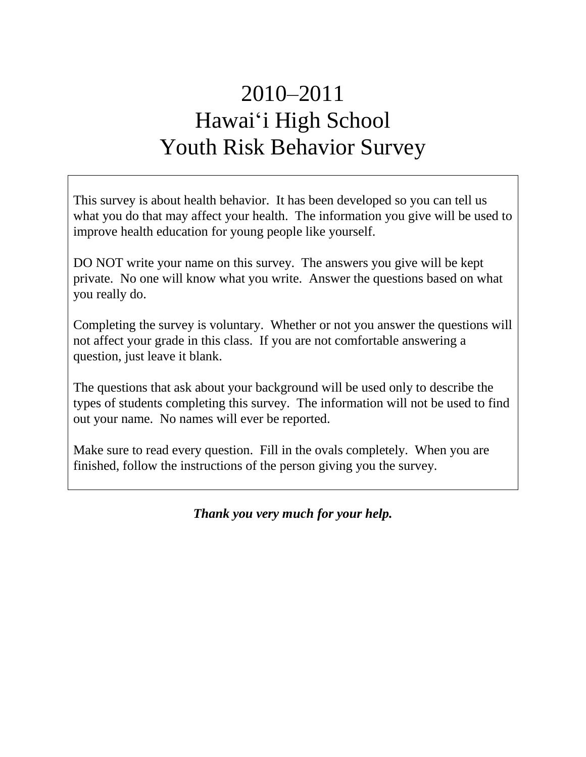# 2010–2011
# Hawai‘i High School
# Youth Risk Behavior Survey

This survey is about health behavior. It has been developed so you can tell us what you do that may affect your health. The information you give will be used to improve health education for young people like yourself.

DO NOT write your name on this survey. The answers you give will be kept private. No one will know what you write. Answer the questions based on what you really do.

Completing the survey is voluntary. Whether or not you answer the questions will not affect your grade in this class. If you are not comfortable answering a question, just leave it blank.

The questions that ask about your background will be used only to describe the types of students completing this survey. The information will not be used to find out your name. No names will ever be reported.

Make sure to read every question. Fill in the ovals completely. When you are finished, follow the instructions of the person giving you the survey.

***Thank you very much for your help.***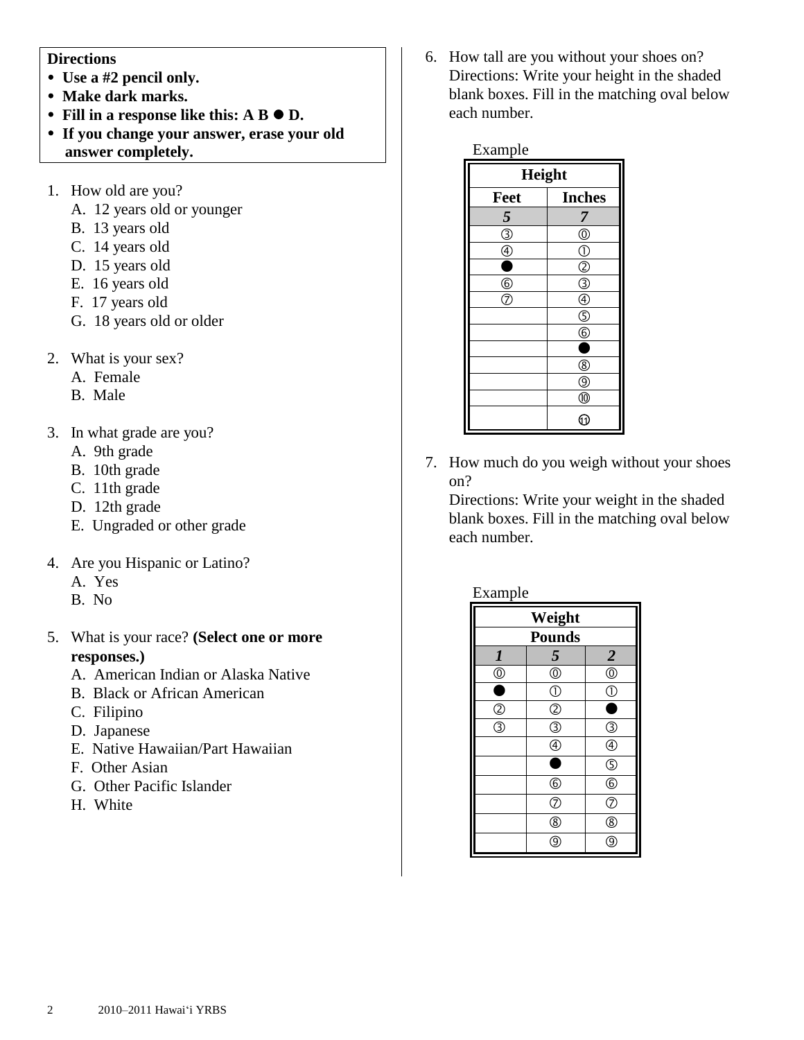**Directions**

- **Use a #2 pencil only.**
- **Make dark marks.**
- **Fill in a response like this: A B ● D.**
- **If you change your answer, erase your old answer completely.**

1. How old are you?
   A. 12 years old or younger
   B. 13 years old
   C. 14 years old
   D. 15 years old
   E. 16 years old
   F. 17 years old
   G. 18 years old or older

2. What is your sex?
   A. Female
   B. Male

3. In what grade are you?
   A. 9th grade
   B. 10th grade
   C. 11th grade
   D. 12th grade
   E. Ungraded or other grade

4. Are you Hispanic or Latino?
   A. Yes
   B. No

5. What is your race? **(Select one or more responses.)**
   A. American Indian or Alaska Native
   B. Black or African American
   C. Filipino
   D. Japanese
   E. Native Hawaiian/Part Hawaiian
   F. Other Asian
   G. Other Pacific Islander
   H. White

6. How tall are you without your shoes on?
   Directions: Write your height in the shaded blank boxes. Fill in the matching oval below each number.

Example

| Height | |
|---|---|
| **Feet** | **Inches** |
| *5* | *7* |
| ③ | ⓪ |
| ④ | ① |
| ● | ② |
| ⑥ | ③ |
| ⑦ | ④ |
| | ⑤ |
| | ⑥ |
| | ● |
| | ⑧ |
| | ⑨ |
| | ⑩ |
| | ⑪ |

7. How much do you weigh without your shoes on?
   Directions: Write your weight in the shaded blank boxes. Fill in the matching oval below each number.

Example

| Weight | | |
|---|---|---|
| **Pounds** | | |
| *1* | *5* | *2* |
| ⓪ | ⓪ | ⓪ |
| ● | ① | ① |
| ② | ② | ● |
| ③ | ③ | ③ |
| | ④ | ④ |
| | ● | ⑤ |
| | ⑥ | ⑥ |
| | ⑦ | ⑦ |
| | ⑧ | ⑧ |
| | ⑨ | ⑨ |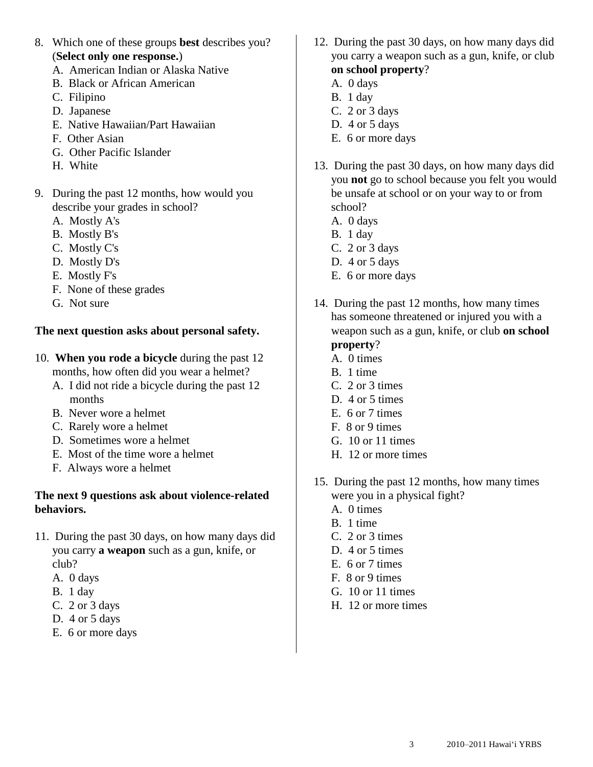8. Which one of these groups **best** describes you? (**Select only one response.**)
   A. American Indian or Alaska Native
   B. Black or African American
   C. Filipino
   D. Japanese
   E. Native Hawaiian/Part Hawaiian
   F. Other Asian
   G. Other Pacific Islander
   H. White

9. During the past 12 months, how would you describe your grades in school?
   A. Mostly A's
   B. Mostly B's
   C. Mostly C's
   D. Mostly D's
   E. Mostly F's
   F. None of these grades
   G. Not sure

**The next question asks about personal safety.**

10. **When you rode a bicycle** during the past 12 months, how often did you wear a helmet?
    A. I did not ride a bicycle during the past 12 months
    B. Never wore a helmet
    C. Rarely wore a helmet
    D. Sometimes wore a helmet
    E. Most of the time wore a helmet
    F. Always wore a helmet

**The next 9 questions ask about violence-related behaviors.**

11. During the past 30 days, on how many days did you carry **a weapon** such as a gun, knife, or club?
    A. 0 days
    B. 1 day
    C. 2 or 3 days
    D. 4 or 5 days
    E. 6 or more days

12. During the past 30 days, on how many days did you carry a weapon such as a gun, knife, or club **on school property**?
    A. 0 days
    B. 1 day
    C. 2 or 3 days
    D. 4 or 5 days
    E. 6 or more days

13. During the past 30 days, on how many days did you **not** go to school because you felt you would be unsafe at school or on your way to or from school?
    A. 0 days
    B. 1 day
    C. 2 or 3 days
    D. 4 or 5 days
    E. 6 or more days

14. During the past 12 months, how many times has someone threatened or injured you with a weapon such as a gun, knife, or club **on school property**?
    A. 0 times
    B. 1 time
    C. 2 or 3 times
    D. 4 or 5 times
    E. 6 or 7 times
    F. 8 or 9 times
    G. 10 or 11 times
    H. 12 or more times

15. During the past 12 months, how many times were you in a physical fight?
    A. 0 times
    B. 1 time
    C. 2 or 3 times
    D. 4 or 5 times
    E. 6 or 7 times
    F. 8 or 9 times
    G. 10 or 11 times
    H. 12 or more times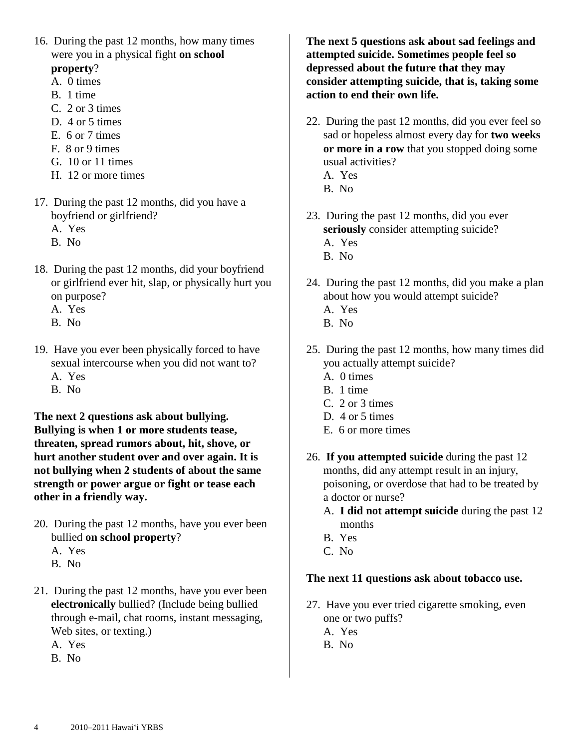16. During the past 12 months, how many times were you in a physical fight **on school property**?
    A. 0 times
    B. 1 time
    C. 2 or 3 times
    D. 4 or 5 times
    E. 6 or 7 times
    F. 8 or 9 times
    G. 10 or 11 times
    H. 12 or more times

17. During the past 12 months, did you have a boyfriend or girlfriend?
    A. Yes
    B. No

18. During the past 12 months, did your boyfriend or girlfriend ever hit, slap, or physically hurt you on purpose?
    A. Yes
    B. No

19. Have you ever been physically forced to have sexual intercourse when you did not want to?
    A. Yes
    B. No

**The next 2 questions ask about bullying. Bullying is when 1 or more students tease, threaten, spread rumors about, hit, shove, or hurt another student over and over again. It is not bullying when 2 students of about the same strength or power argue or fight or tease each other in a friendly way.**

20. During the past 12 months, have you ever been bullied **on school property**?
    A. Yes
    B. No

21. During the past 12 months, have you ever been **electronically** bullied? (Include being bullied through e-mail, chat rooms, instant messaging, Web sites, or texting.)
    A. Yes
    B. No

**The next 5 questions ask about sad feelings and attempted suicide. Sometimes people feel so depressed about the future that they may consider attempting suicide, that is, taking some action to end their own life.**

22. During the past 12 months, did you ever feel so sad or hopeless almost every day for **two weeks or more in a row** that you stopped doing some usual activities?
    A. Yes
    B. No

23. During the past 12 months, did you ever **seriously** consider attempting suicide?
    A. Yes
    B. No

24. During the past 12 months, did you make a plan about how you would attempt suicide?
    A. Yes
    B. No

25. During the past 12 months, how many times did you actually attempt suicide?
    A. 0 times
    B. 1 time
    C. 2 or 3 times
    D. 4 or 5 times
    E. 6 or more times

26. **If you attempted suicide** during the past 12 months, did any attempt result in an injury, poisoning, or overdose that had to be treated by a doctor or nurse?
    A. **I did not attempt suicide** during the past 12 months
    B. Yes
    C. No

**The next 11 questions ask about tobacco use.**

27. Have you ever tried cigarette smoking, even one or two puffs?
    A. Yes
    B. No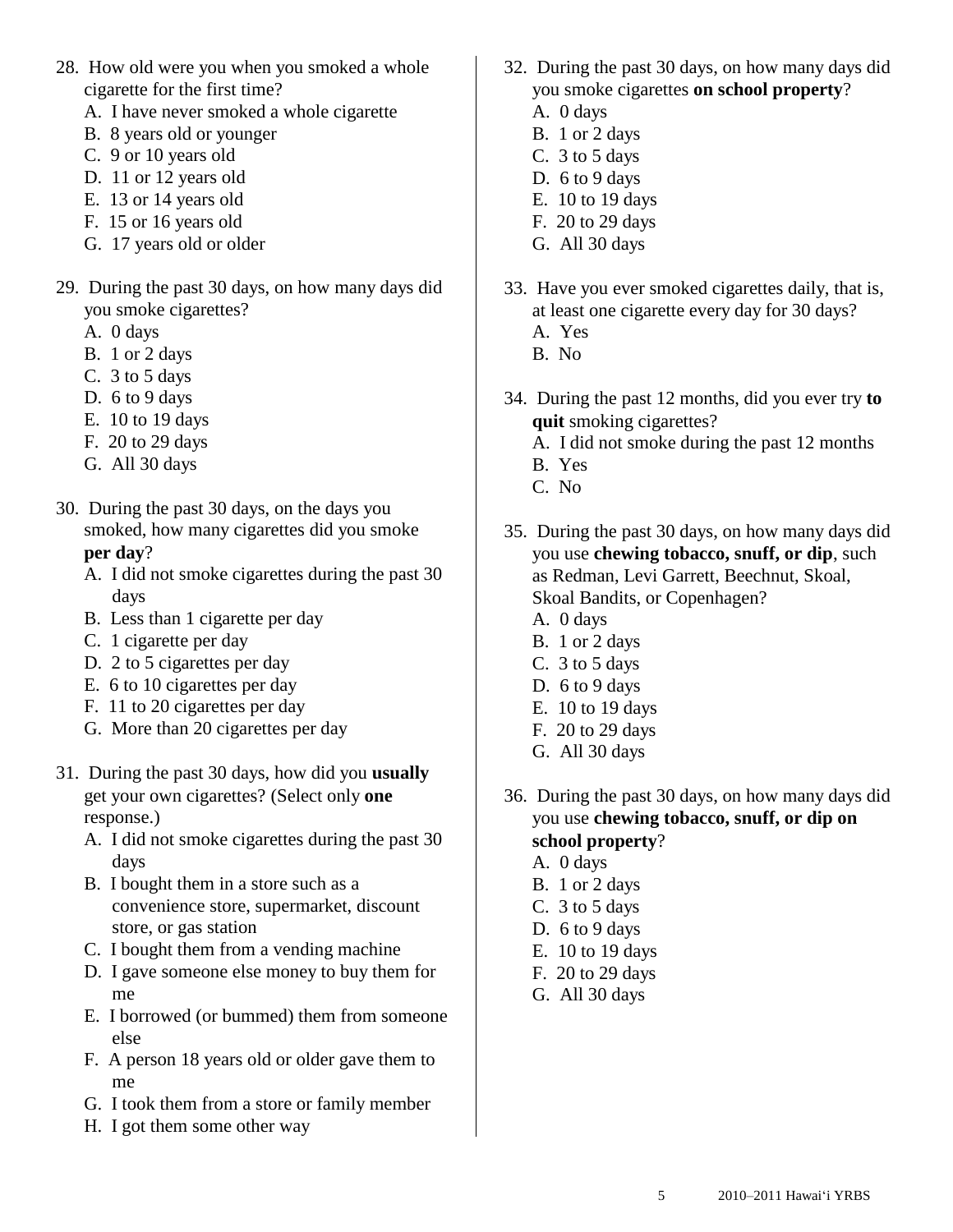28. How old were you when you smoked a whole cigarette for the first time?
    A. I have never smoked a whole cigarette
    B. 8 years old or younger
    C. 9 or 10 years old
    D. 11 or 12 years old
    E. 13 or 14 years old
    F. 15 or 16 years old
    G. 17 years old or older

29. During the past 30 days, on how many days did you smoke cigarettes?
    A. 0 days
    B. 1 or 2 days
    C. 3 to 5 days
    D. 6 to 9 days
    E. 10 to 19 days
    F. 20 to 29 days
    G. All 30 days

30. During the past 30 days, on the days you smoked, how many cigarettes did you smoke **per day**?
    A. I did not smoke cigarettes during the past 30 days
    B. Less than 1 cigarette per day
    C. 1 cigarette per day
    D. 2 to 5 cigarettes per day
    E. 6 to 10 cigarettes per day
    F. 11 to 20 cigarettes per day
    G. More than 20 cigarettes per day

31. During the past 30 days, how did you **usually** get your own cigarettes? (Select only **one** response.)
    A. I did not smoke cigarettes during the past 30 days
    B. I bought them in a store such as a convenience store, supermarket, discount store, or gas station
    C. I bought them from a vending machine
    D. I gave someone else money to buy them for me
    E. I borrowed (or bummed) them from someone else
    F. A person 18 years old or older gave them to me
    G. I took them from a store or family member
    H. I got them some other way

32. During the past 30 days, on how many days did you smoke cigarettes **on school property**?
    A. 0 days
    B. 1 or 2 days
    C. 3 to 5 days
    D. 6 to 9 days
    E. 10 to 19 days
    F. 20 to 29 days
    G. All 30 days

33. Have you ever smoked cigarettes daily, that is, at least one cigarette every day for 30 days?
    A. Yes
    B. No

34. During the past 12 months, did you ever try **to quit** smoking cigarettes?
    A. I did not smoke during the past 12 months
    B. Yes
    C. No

35. During the past 30 days, on how many days did you use **chewing tobacco, snuff, or dip**, such as Redman, Levi Garrett, Beechnut, Skoal, Skoal Bandits, or Copenhagen?
    A. 0 days
    B. 1 or 2 days
    C. 3 to 5 days
    D. 6 to 9 days
    E. 10 to 19 days
    F. 20 to 29 days
    G. All 30 days

36. During the past 30 days, on how many days did you use **chewing tobacco, snuff, or dip on school property**?
    A. 0 days
    B. 1 or 2 days
    C. 3 to 5 days
    D. 6 to 9 days
    E. 10 to 19 days
    F. 20 to 29 days
    G. All 30 days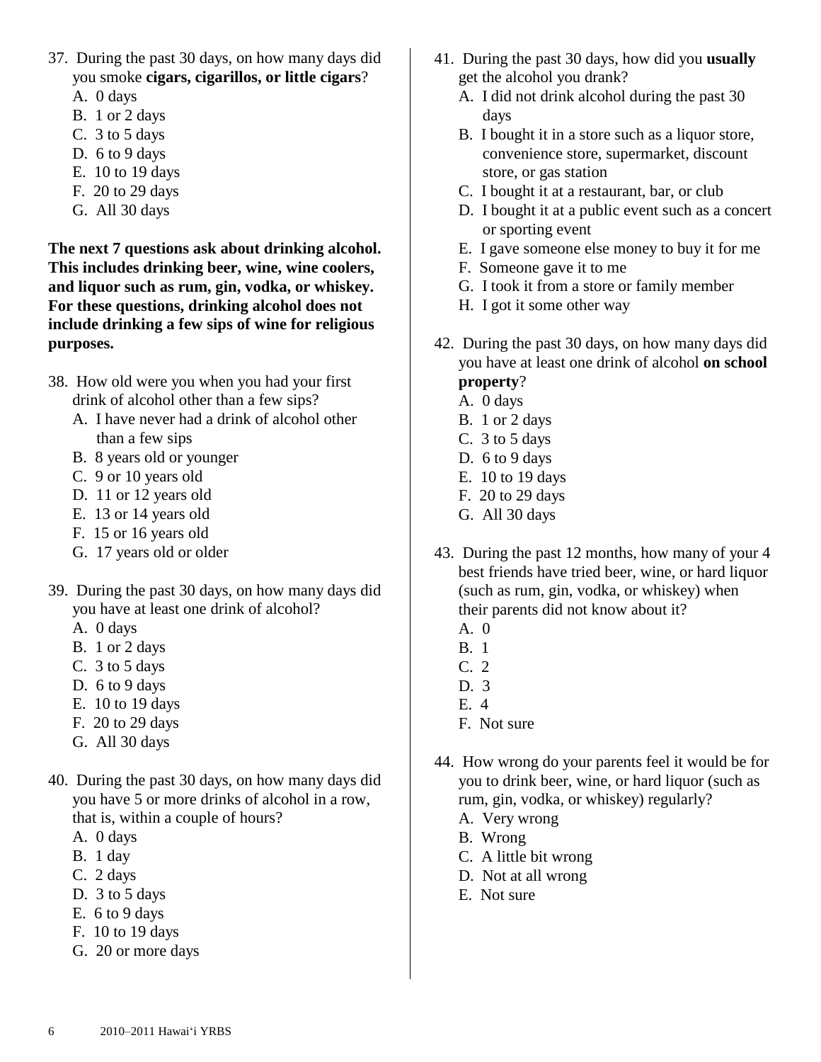37. During the past 30 days, on how many days did you smoke **cigars, cigarillos, or little cigars**?
    A. 0 days
    B. 1 or 2 days
    C. 3 to 5 days
    D. 6 to 9 days
    E. 10 to 19 days
    F. 20 to 29 days
    G. All 30 days

**The next 7 questions ask about drinking alcohol. This includes drinking beer, wine, wine coolers, and liquor such as rum, gin, vodka, or whiskey. For these questions, drinking alcohol does not include drinking a few sips of wine for religious purposes.**

38. How old were you when you had your first drink of alcohol other than a few sips?
    A. I have never had a drink of alcohol other than a few sips
    B. 8 years old or younger
    C. 9 or 10 years old
    D. 11 or 12 years old
    E. 13 or 14 years old
    F. 15 or 16 years old
    G. 17 years old or older

39. During the past 30 days, on how many days did you have at least one drink of alcohol?
    A. 0 days
    B. 1 or 2 days
    C. 3 to 5 days
    D. 6 to 9 days
    E. 10 to 19 days
    F. 20 to 29 days
    G. All 30 days

40. During the past 30 days, on how many days did you have 5 or more drinks of alcohol in a row, that is, within a couple of hours?
    A. 0 days
    B. 1 day
    C. 2 days
    D. 3 to 5 days
    E. 6 to 9 days
    F. 10 to 19 days
    G. 20 or more days

41. During the past 30 days, how did you **usually** get the alcohol you drank?
    A. I did not drink alcohol during the past 30 days
    B. I bought it in a store such as a liquor store, convenience store, supermarket, discount store, or gas station
    C. I bought it at a restaurant, bar, or club
    D. I bought it at a public event such as a concert or sporting event
    E. I gave someone else money to buy it for me
    F. Someone gave it to me
    G. I took it from a store or family member
    H. I got it some other way

42. During the past 30 days, on how many days did you have at least one drink of alcohol **on school property**?
    A. 0 days
    B. 1 or 2 days
    C. 3 to 5 days
    D. 6 to 9 days
    E. 10 to 19 days
    F. 20 to 29 days
    G. All 30 days

43. During the past 12 months, how many of your 4 best friends have tried beer, wine, or hard liquor (such as rum, gin, vodka, or whiskey) when their parents did not know about it?
    A. 0
    B. 1
    C. 2
    D. 3
    E. 4
    F. Not sure

44. How wrong do your parents feel it would be for you to drink beer, wine, or hard liquor (such as rum, gin, vodka, or whiskey) regularly?
    A. Very wrong
    B. Wrong
    C. A little bit wrong
    D. Not at all wrong
    E. Not sure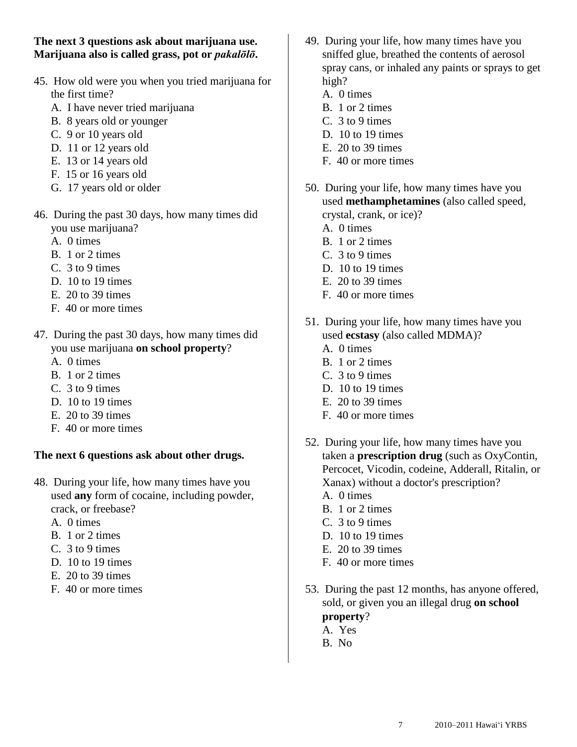**The next 3 questions ask about marijuana use. Marijuana also is called grass, pot or *pakalōlō*.**

45. How old were you when you tried marijuana for the first time?
    - A. I have never tried marijuana
    - B. 8 years old or younger
    - C. 9 or 10 years old
    - D. 11 or 12 years old
    - E. 13 or 14 years old
    - F. 15 or 16 years old
    - G. 17 years old or older

46. During the past 30 days, how many times did you use marijuana?
    - A. 0 times
    - B. 1 or 2 times
    - C. 3 to 9 times
    - D. 10 to 19 times
    - E. 20 to 39 times
    - F. 40 or more times

47. During the past 30 days, how many times did you use marijuana **on school property**?
    - A. 0 times
    - B. 1 or 2 times
    - C. 3 to 9 times
    - D. 10 to 19 times
    - E. 20 to 39 times
    - F. 40 or more times

**The next 6 questions ask about other drugs.**

48. During your life, how many times have you used **any** form of cocaine, including powder, crack, or freebase?
    - A. 0 times
    - B. 1 or 2 times
    - C. 3 to 9 times
    - D. 10 to 19 times
    - E. 20 to 39 times
    - F. 40 or more times

49. During your life, how many times have you sniffed glue, breathed the contents of aerosol spray cans, or inhaled any paints or sprays to get high?
    - A. 0 times
    - B. 1 or 2 times
    - C. 3 to 9 times
    - D. 10 to 19 times
    - E. 20 to 39 times
    - F. 40 or more times

50. During your life, how many times have you used **methamphetamines** (also called speed, crystal, crank, or ice)?
    - A. 0 times
    - B. 1 or 2 times
    - C. 3 to 9 times
    - D. 10 to 19 times
    - E. 20 to 39 times
    - F. 40 or more times

51. During your life, how many times have you used **ecstasy** (also called MDMA)?
    - A. 0 times
    - B. 1 or 2 times
    - C. 3 to 9 times
    - D. 10 to 19 times
    - E. 20 to 39 times
    - F. 40 or more times

52. During your life, how many times have you taken a **prescription drug** (such as OxyContin, Percocet, Vicodin, codeine, Adderall, Ritalin, or Xanax) without a doctor's prescription?
    - A. 0 times
    - B. 1 or 2 times
    - C. 3 to 9 times
    - D. 10 to 19 times
    - E. 20 to 39 times
    - F. 40 or more times

53. During the past 12 months, has anyone offered, sold, or given you an illegal drug **on school property**?
    - A. Yes
    - B. No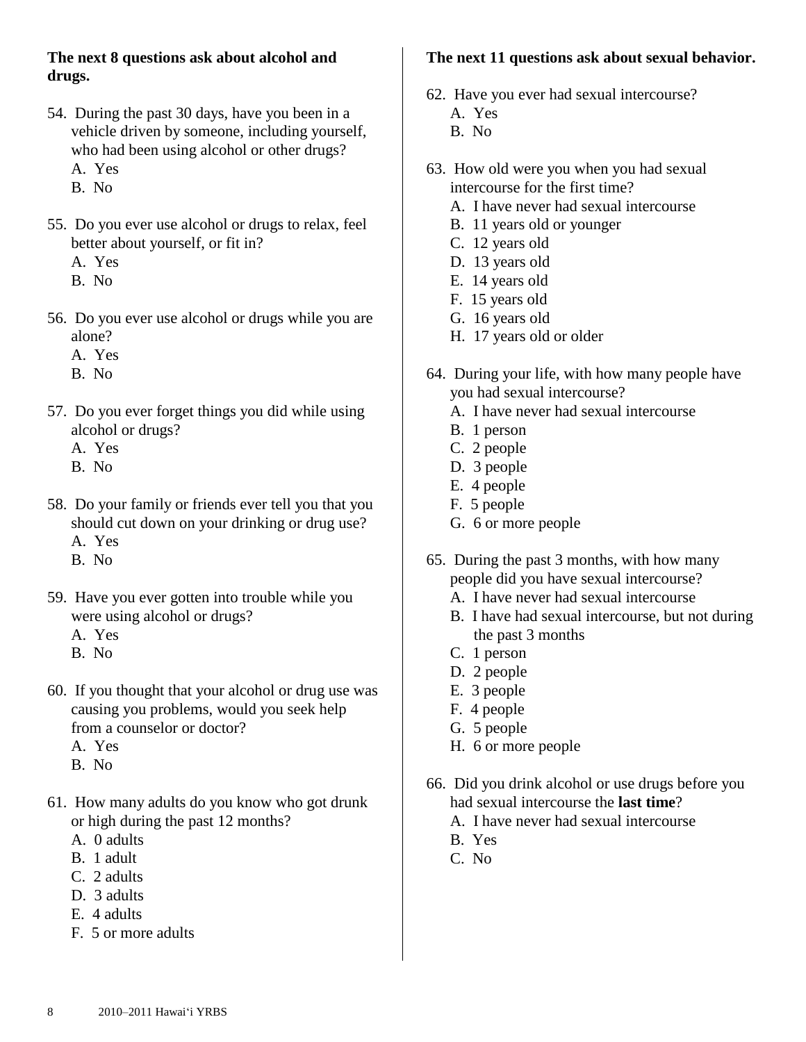**The next 8 questions ask about alcohol and drugs.**

54. During the past 30 days, have you been in a vehicle driven by someone, including yourself, who had been using alcohol or other drugs?
    A. Yes
    B. No

55. Do you ever use alcohol or drugs to relax, feel better about yourself, or fit in?
    A. Yes
    B. No

56. Do you ever use alcohol or drugs while you are alone?
    A. Yes
    B. No

57. Do you ever forget things you did while using alcohol or drugs?
    A. Yes
    B. No

58. Do your family or friends ever tell you that you should cut down on your drinking or drug use?
    A. Yes
    B. No

59. Have you ever gotten into trouble while you were using alcohol or drugs?
    A. Yes
    B. No

60. If you thought that your alcohol or drug use was causing you problems, would you seek help from a counselor or doctor?
    A. Yes
    B. No

61. How many adults do you know who got drunk or high during the past 12 months?
    A. 0 adults
    B. 1 adult
    C. 2 adults
    D. 3 adults
    E. 4 adults
    F. 5 or more adults

**The next 11 questions ask about sexual behavior.**

62. Have you ever had sexual intercourse?
    A. Yes
    B. No

63. How old were you when you had sexual intercourse for the first time?
    A. I have never had sexual intercourse
    B. 11 years old or younger
    C. 12 years old
    D. 13 years old
    E. 14 years old
    F. 15 years old
    G. 16 years old
    H. 17 years old or older

64. During your life, with how many people have you had sexual intercourse?
    A. I have never had sexual intercourse
    B. 1 person
    C. 2 people
    D. 3 people
    E. 4 people
    F. 5 people
    G. 6 or more people

65. During the past 3 months, with how many people did you have sexual intercourse?
    A. I have never had sexual intercourse
    B. I have had sexual intercourse, but not during the past 3 months
    C. 1 person
    D. 2 people
    E. 3 people
    F. 4 people
    G. 5 people
    H. 6 or more people

66. Did you drink alcohol or use drugs before you had sexual intercourse the **last time**?
    A. I have never had sexual intercourse
    B. Yes
    C. No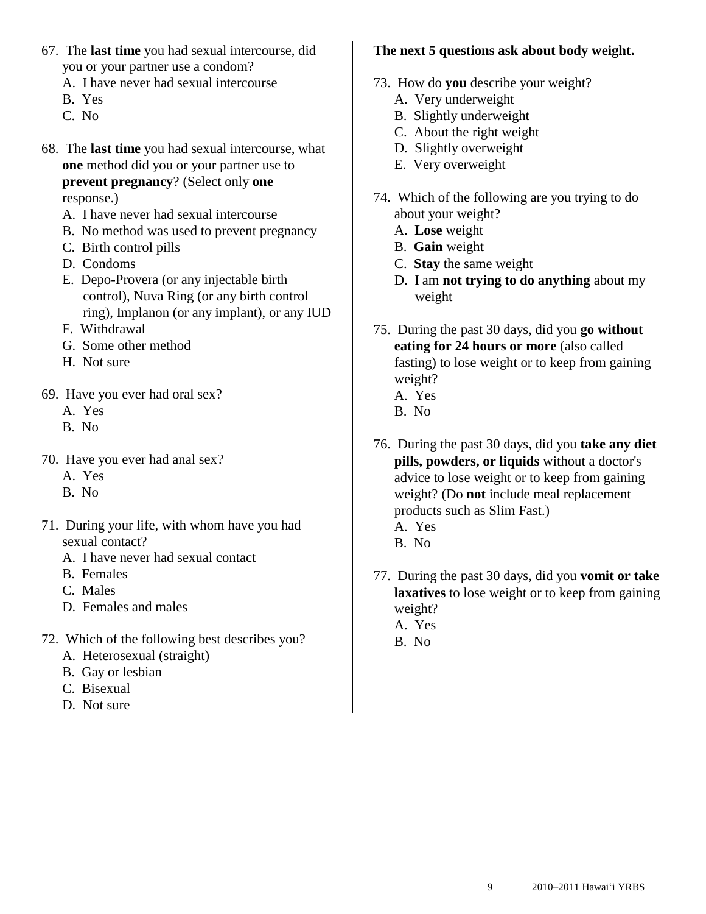67. The **last time** you had sexual intercourse, did you or your partner use a condom?
   - A. I have never had sexual intercourse
   - B. Yes
   - C. No

68. The **last time** you had sexual intercourse, what **one** method did you or your partner use to **prevent pregnancy**? (Select only **one** response.)
   - A. I have never had sexual intercourse
   - B. No method was used to prevent pregnancy
   - C. Birth control pills
   - D. Condoms
   - E. Depo-Provera (or any injectable birth control), Nuva Ring (or any birth control ring), Implanon (or any implant), or any IUD
   - F. Withdrawal
   - G. Some other method
   - H. Not sure

69. Have you ever had oral sex?
   - A. Yes
   - B. No

70. Have you ever had anal sex?
   - A. Yes
   - B. No

71. During your life, with whom have you had sexual contact?
   - A. I have never had sexual contact
   - B. Females
   - C. Males
   - D. Females and males

72. Which of the following best describes you?
   - A. Heterosexual (straight)
   - B. Gay or lesbian
   - C. Bisexual
   - D. Not sure

**The next 5 questions ask about body weight.**

73. How do **you** describe your weight?
   - A. Very underweight
   - B. Slightly underweight
   - C. About the right weight
   - D. Slightly overweight
   - E. Very overweight

74. Which of the following are you trying to do about your weight?
   - A. **Lose** weight
   - B. **Gain** weight
   - C. **Stay** the same weight
   - D. I am **not trying to do anything** about my weight

75. During the past 30 days, did you **go without eating for 24 hours or more** (also called fasting) to lose weight or to keep from gaining weight?
   - A. Yes
   - B. No

76. During the past 30 days, did you **take any diet pills, powders, or liquids** without a doctor's advice to lose weight or to keep from gaining weight? (Do **not** include meal replacement products such as Slim Fast.)
   - A. Yes
   - B. No

77. During the past 30 days, did you **vomit or take laxatives** to lose weight or to keep from gaining weight?
   - A. Yes
   - B. No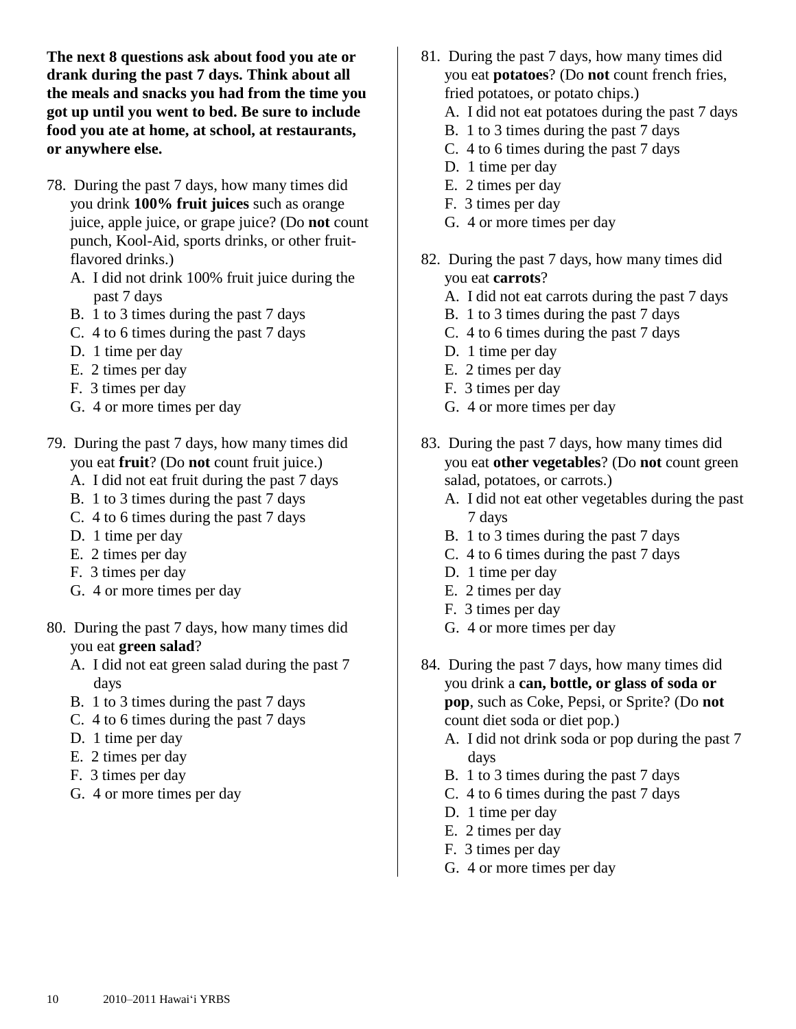**The next 8 questions ask about food you ate or drank during the past 7 days. Think about all the meals and snacks you had from the time you got up until you went to bed. Be sure to include food you ate at home, at school, at restaurants, or anywhere else.**

78. During the past 7 days, how many times did you drink **100% fruit juices** such as orange juice, apple juice, or grape juice? (Do **not** count punch, Kool-Aid, sports drinks, or other fruit-flavored drinks.)
    - A. I did not drink 100% fruit juice during the past 7 days
    - B. 1 to 3 times during the past 7 days
    - C. 4 to 6 times during the past 7 days
    - D. 1 time per day
    - E. 2 times per day
    - F. 3 times per day
    - G. 4 or more times per day

79. During the past 7 days, how many times did you eat **fruit**? (Do **not** count fruit juice.)
    - A. I did not eat fruit during the past 7 days
    - B. 1 to 3 times during the past 7 days
    - C. 4 to 6 times during the past 7 days
    - D. 1 time per day
    - E. 2 times per day
    - F. 3 times per day
    - G. 4 or more times per day

80. During the past 7 days, how many times did you eat **green salad**?
    - A. I did not eat green salad during the past 7 days
    - B. 1 to 3 times during the past 7 days
    - C. 4 to 6 times during the past 7 days
    - D. 1 time per day
    - E. 2 times per day
    - F. 3 times per day
    - G. 4 or more times per day

81. During the past 7 days, how many times did you eat **potatoes**? (Do **not** count french fries, fried potatoes, or potato chips.)
    - A. I did not eat potatoes during the past 7 days
    - B. 1 to 3 times during the past 7 days
    - C. 4 to 6 times during the past 7 days
    - D. 1 time per day
    - E. 2 times per day
    - F. 3 times per day
    - G. 4 or more times per day

82. During the past 7 days, how many times did you eat **carrots**?
    - A. I did not eat carrots during the past 7 days
    - B. 1 to 3 times during the past 7 days
    - C. 4 to 6 times during the past 7 days
    - D. 1 time per day
    - E. 2 times per day
    - F. 3 times per day
    - G. 4 or more times per day

83. During the past 7 days, how many times did you eat **other vegetables**? (Do **not** count green salad, potatoes, or carrots.)
    - A. I did not eat other vegetables during the past 7 days
    - B. 1 to 3 times during the past 7 days
    - C. 4 to 6 times during the past 7 days
    - D. 1 time per day
    - E. 2 times per day
    - F. 3 times per day
    - G. 4 or more times per day

84. During the past 7 days, how many times did you drink a **can, bottle, or glass of soda or pop**, such as Coke, Pepsi, or Sprite? (Do **not** count diet soda or diet pop.)
    - A. I did not drink soda or pop during the past 7 days
    - B. 1 to 3 times during the past 7 days
    - C. 4 to 6 times during the past 7 days
    - D. 1 time per day
    - E. 2 times per day
    - F. 3 times per day
    - G. 4 or more times per day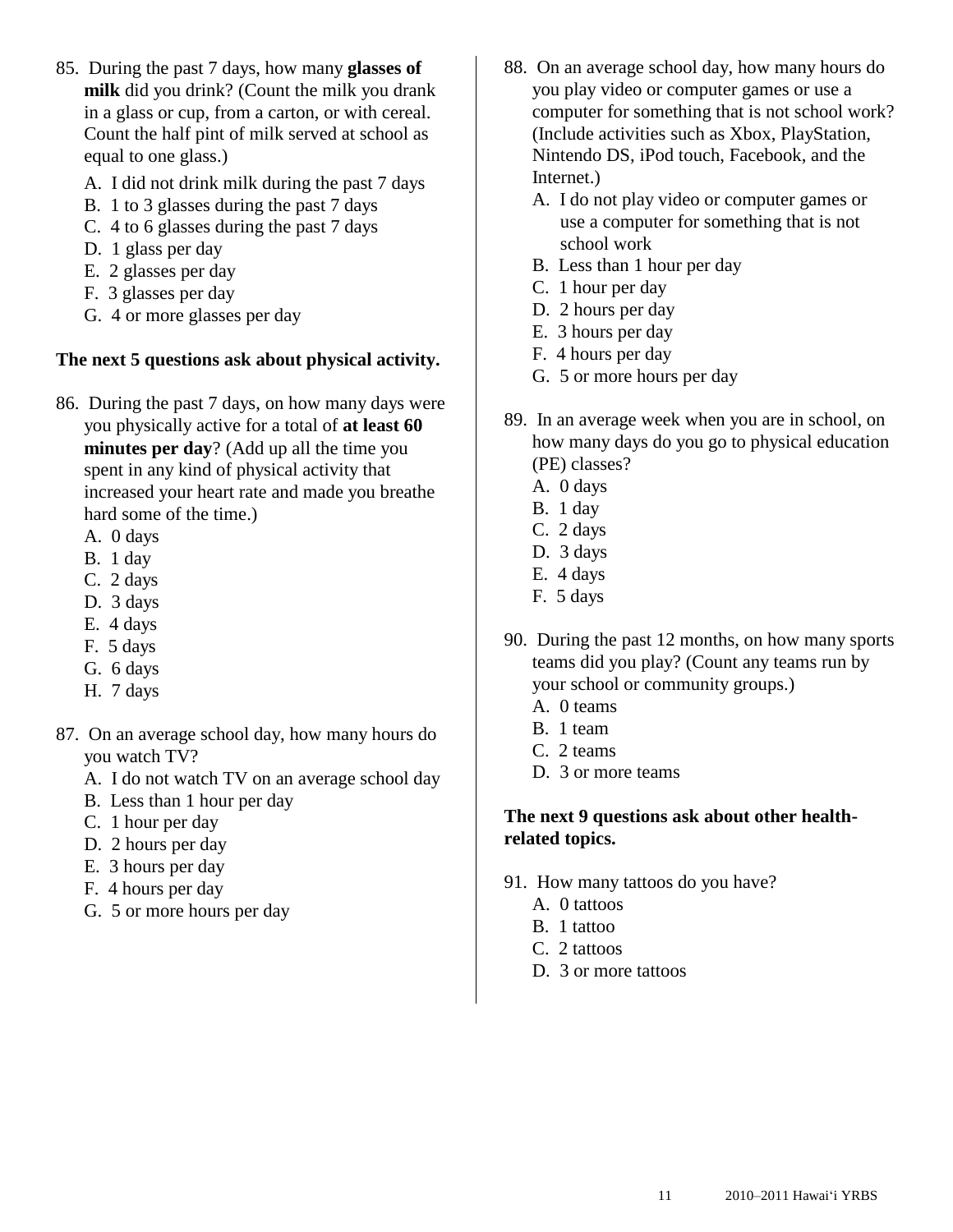85. During the past 7 days, how many **glasses of milk** did you drink? (Count the milk you drank in a glass or cup, from a carton, or with cereal. Count the half pint of milk served at school as equal to one glass.)
   - A. I did not drink milk during the past 7 days
   - B. 1 to 3 glasses during the past 7 days
   - C. 4 to 6 glasses during the past 7 days
   - D. 1 glass per day
   - E. 2 glasses per day
   - F. 3 glasses per day
   - G. 4 or more glasses per day

**The next 5 questions ask about physical activity.**

86. During the past 7 days, on how many days were you physically active for a total of **at least 60 minutes per day**? (Add up all the time you spent in any kind of physical activity that increased your heart rate and made you breathe hard some of the time.)
   - A. 0 days
   - B. 1 day
   - C. 2 days
   - D. 3 days
   - E. 4 days
   - F. 5 days
   - G. 6 days
   - H. 7 days

87. On an average school day, how many hours do you watch TV?
   - A. I do not watch TV on an average school day
   - B. Less than 1 hour per day
   - C. 1 hour per day
   - D. 2 hours per day
   - E. 3 hours per day
   - F. 4 hours per day
   - G. 5 or more hours per day

88. On an average school day, how many hours do you play video or computer games or use a computer for something that is not school work? (Include activities such as Xbox, PlayStation, Nintendo DS, iPod touch, Facebook, and the Internet.)
   - A. I do not play video or computer games or use a computer for something that is not school work
   - B. Less than 1 hour per day
   - C. 1 hour per day
   - D. 2 hours per day
   - E. 3 hours per day
   - F. 4 hours per day
   - G. 5 or more hours per day

89. In an average week when you are in school, on how many days do you go to physical education (PE) classes?
   - A. 0 days
   - B. 1 day
   - C. 2 days
   - D. 3 days
   - E. 4 days
   - F. 5 days

90. During the past 12 months, on how many sports teams did you play? (Count any teams run by your school or community groups.)
   - A. 0 teams
   - B. 1 team
   - C. 2 teams
   - D. 3 or more teams

**The next 9 questions ask about other health-related topics.**

91. How many tattoos do you have?
   - A. 0 tattoos
   - B. 1 tattoo
   - C. 2 tattoos
   - D. 3 or more tattoos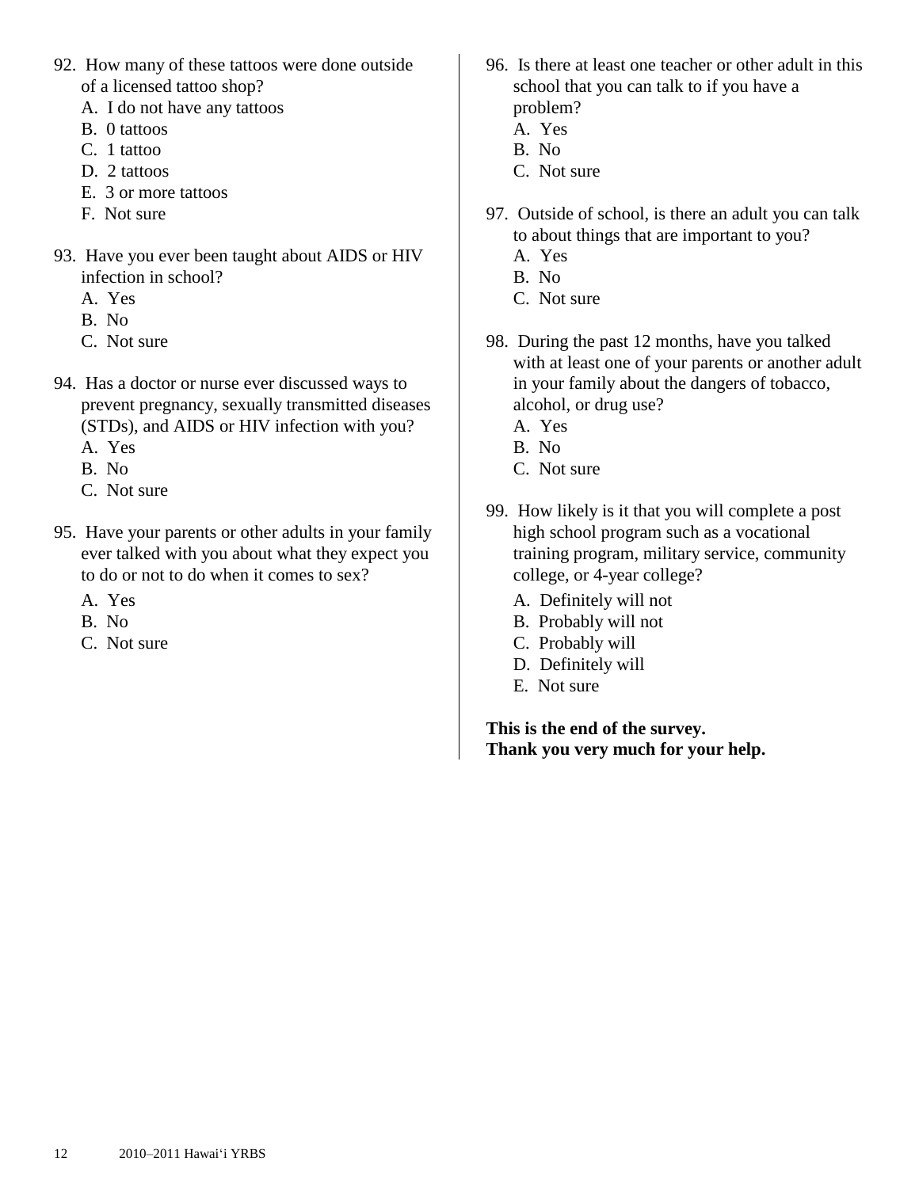92. How many of these tattoos were done outside of a licensed tattoo shop?
    - A. I do not have any tattoos
    - B. 0 tattoos
    - C. 1 tattoo
    - D. 2 tattoos
    - E. 3 or more tattoos
    - F. Not sure

93. Have you ever been taught about AIDS or HIV infection in school?
    - A. Yes
    - B. No
    - C. Not sure

94. Has a doctor or nurse ever discussed ways to prevent pregnancy, sexually transmitted diseases (STDs), and AIDS or HIV infection with you?
    - A. Yes
    - B. No
    - C. Not sure

95. Have your parents or other adults in your family ever talked with you about what they expect you to do or not to do when it comes to sex?
    - A. Yes
    - B. No
    - C. Not sure

96. Is there at least one teacher or other adult in this school that you can talk to if you have a problem?
    - A. Yes
    - B. No
    - C. Not sure

97. Outside of school, is there an adult you can talk to about things that are important to you?
    - A. Yes
    - B. No
    - C. Not sure

98. During the past 12 months, have you talked with at least one of your parents or another adult in your family about the dangers of tobacco, alcohol, or drug use?
    - A. Yes
    - B. No
    - C. Not sure

99. How likely is it that you will complete a post high school program such as a vocational training program, military service, community college, or 4-year college?
    - A. Definitely will not
    - B. Probably will not
    - C. Probably will
    - D. Definitely will
    - E. Not sure

**This is the end of the survey.**
**Thank you very much for your help.**